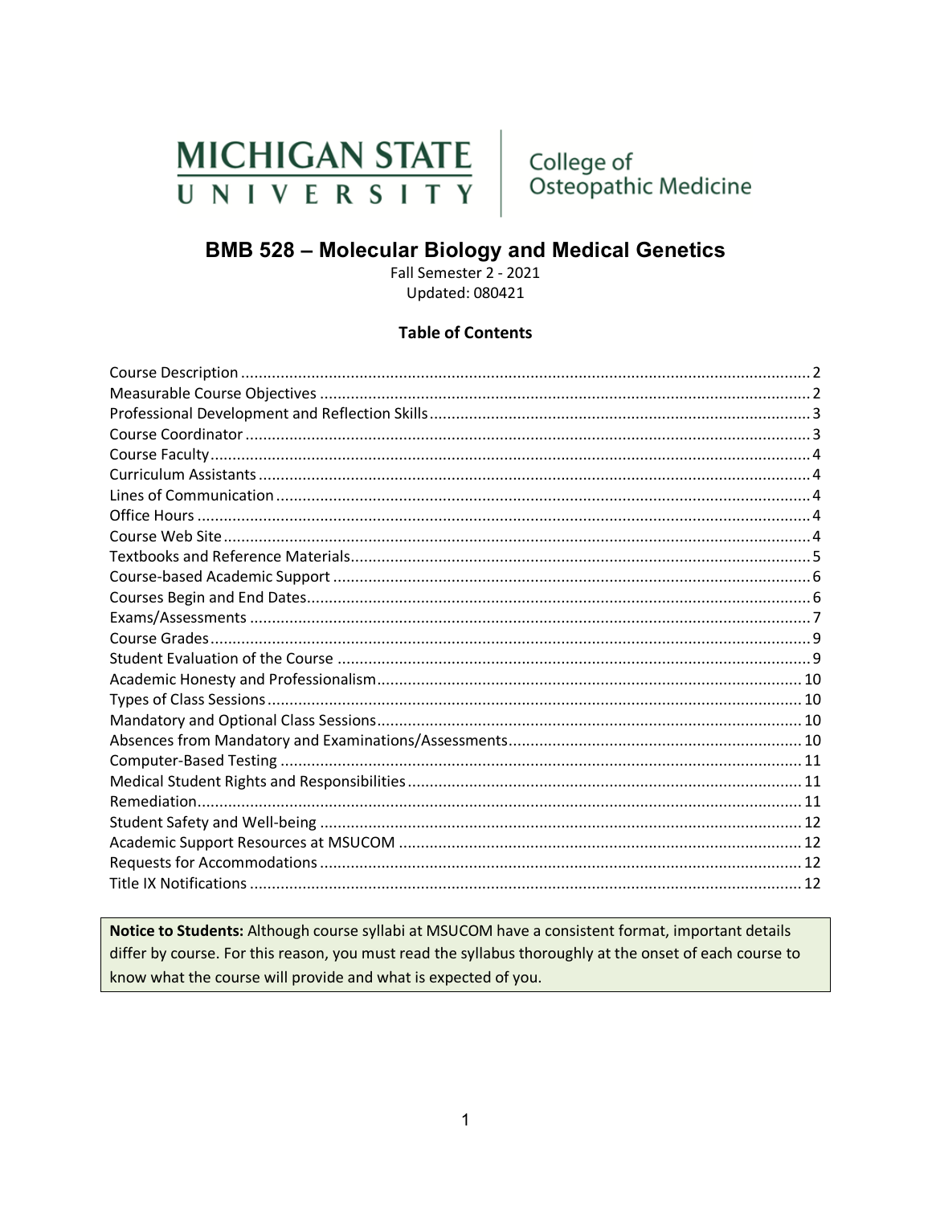MICHIGAN STATE UNIVERSITY | College of Osteopathic Medicine

# BMB 528 – Molecular Biology and Medical Genetics

Fall Semester 2 - 2021

Updated: 080421

## Table of Contents

| Section | Page |
| --- | --- |
| Course Description | 2 |
| Measurable Course Objectives | 2 |
| Professional Development and Reflection Skills | 3 |
| Course Coordinator | 3 |
| Course Faculty | 4 |
| Curriculum Assistants | 4 |
| Lines of Communication | 4 |
| Office Hours | 4 |
| Course Web Site | 4 |
| Textbooks and Reference Materials | 5 |
| Course-based Academic Support | 6 |
| Courses Begin and End Dates | 6 |
| Exams/Assessments | 7 |
| Course Grades | 9 |
| Student Evaluation of the Course | 9 |
| Academic Honesty and Professionalism | 10 |
| Types of Class Sessions | 10 |
| Mandatory and Optional Class Sessions | 10 |
| Absences from Mandatory and Examinations/Assessments | 10 |
| Computer-Based Testing | 11 |
| Medical Student Rights and Responsibilities | 11 |
| Remediation | 11 |
| Student Safety and Well-being | 12 |
| Academic Support Resources at MSUCOM | 12 |
| Requests for Accommodations | 12 |
| Title IX Notifications | 12 |

**Notice to Students:** Although course syllabi at MSUCOM have a consistent format, important details differ by course. For this reason, you must read the syllabus thoroughly at the onset of each course to know what the course will provide and what is expected of you.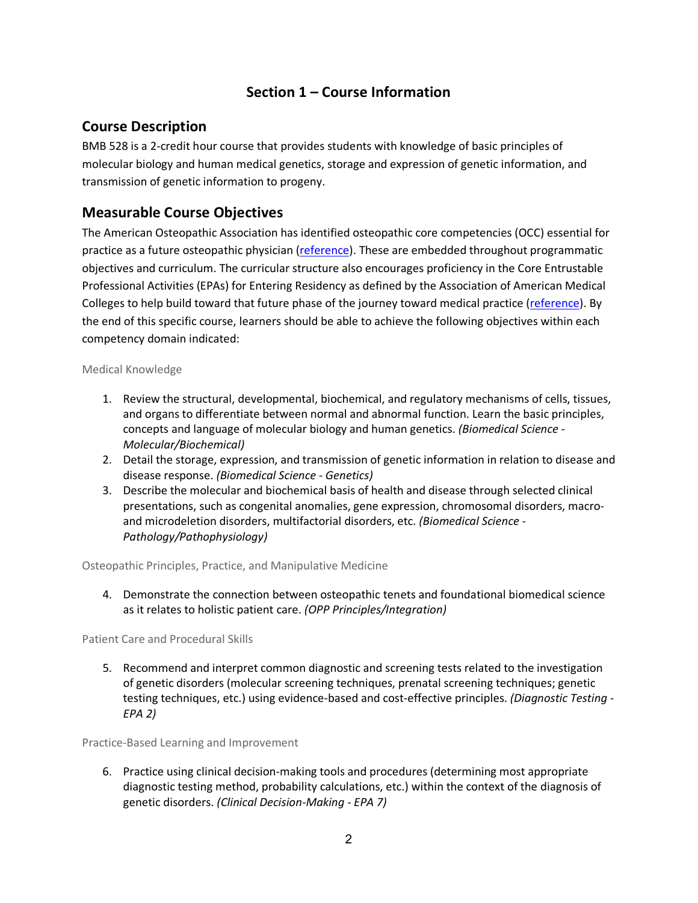# Section 1 – Course Information

## Course Description

BMB 528 is a 2-credit hour course that provides students with knowledge of basic principles of molecular biology and human medical genetics, storage and expression of genetic information, and transmission of genetic information to progeny.

## Measurable Course Objectives

The American Osteopathic Association has identified osteopathic core competencies (OCC) essential for practice as a future osteopathic physician (reference). These are embedded throughout programmatic objectives and curriculum. The curricular structure also encourages proficiency in the Core Entrustable Professional Activities (EPAs) for Entering Residency as defined by the Association of American Medical Colleges to help build toward that future phase of the journey toward medical practice (reference). By the end of this specific course, learners should be able to achieve the following objectives within each competency domain indicated:

### Medical Knowledge

1. Review the structural, developmental, biochemical, and regulatory mechanisms of cells, tissues, and organs to differentiate between normal and abnormal function. Learn the basic principles, concepts and language of molecular biology and human genetics. *(Biomedical Science - Molecular/Biochemical)*
2. Detail the storage, expression, and transmission of genetic information in relation to disease and disease response. *(Biomedical Science - Genetics)*
3. Describe the molecular and biochemical basis of health and disease through selected clinical presentations, such as congenital anomalies, gene expression, chromosomal disorders, macro- and microdeletion disorders, multifactorial disorders, etc. *(Biomedical Science - Pathology/Pathophysiology)*

### Osteopathic Principles, Practice, and Manipulative Medicine

4. Demonstrate the connection between osteopathic tenets and foundational biomedical science as it relates to holistic patient care. *(OPP Principles/Integration)*

### Patient Care and Procedural Skills

5. Recommend and interpret common diagnostic and screening tests related to the investigation of genetic disorders (molecular screening techniques, prenatal screening techniques; genetic testing techniques, etc.) using evidence-based and cost-effective principles. *(Diagnostic Testing - EPA 2)*

### Practice-Based Learning and Improvement

6. Practice using clinical decision-making tools and procedures (determining most appropriate diagnostic testing method, probability calculations, etc.) within the context of the diagnosis of genetic disorders. *(Clinical Decision-Making - EPA 7)*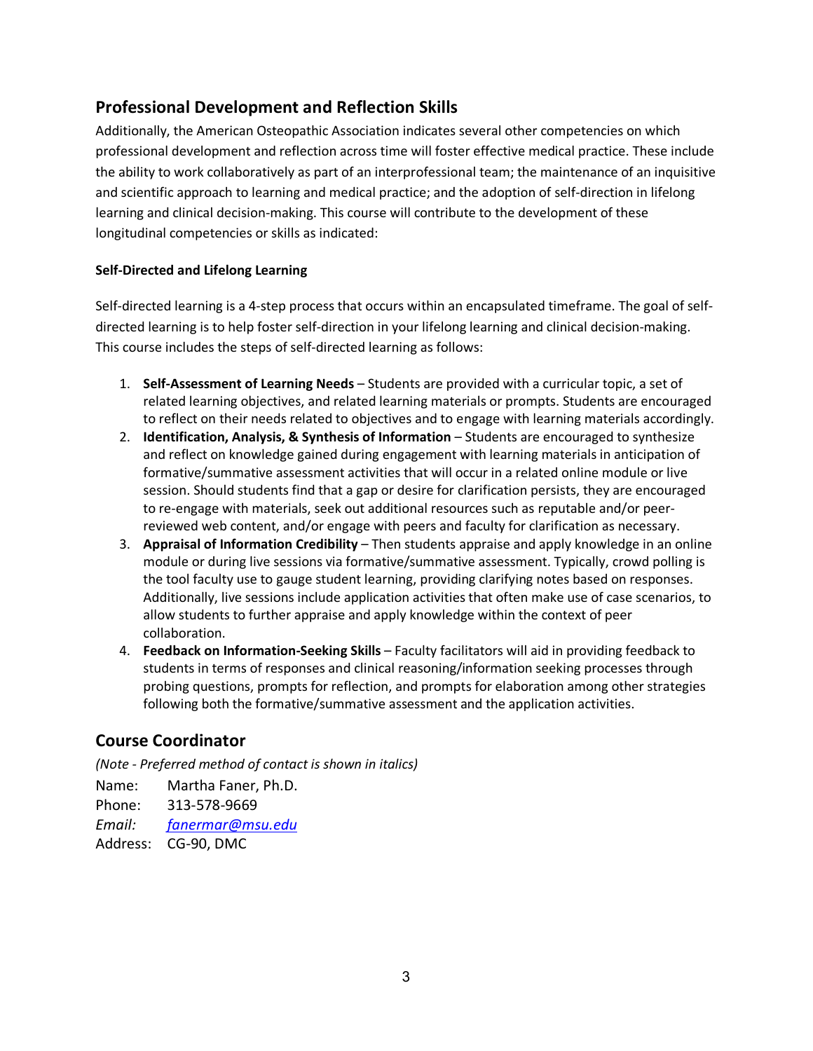## Professional Development and Reflection Skills

Additionally, the American Osteopathic Association indicates several other competencies on which professional development and reflection across time will foster effective medical practice. These include the ability to work collaboratively as part of an interprofessional team; the maintenance of an inquisitive and scientific approach to learning and medical practice; and the adoption of self-direction in lifelong learning and clinical decision-making. This course will contribute to the development of these longitudinal competencies or skills as indicated:

### Self-Directed and Lifelong Learning

Self-directed learning is a 4-step process that occurs within an encapsulated timeframe. The goal of self-directed learning is to help foster self-direction in your lifelong learning and clinical decision-making. This course includes the steps of self-directed learning as follows:

1. **Self-Assessment of Learning Needs** – Students are provided with a curricular topic, a set of related learning objectives, and related learning materials or prompts. Students are encouraged to reflect on their needs related to objectives and to engage with learning materials accordingly.
2. **Identification, Analysis, & Synthesis of Information** – Students are encouraged to synthesize and reflect on knowledge gained during engagement with learning materials in anticipation of formative/summative assessment activities that will occur in a related online module or live session. Should students find that a gap or desire for clarification persists, they are encouraged to re-engage with materials, seek out additional resources such as reputable and/or peer-reviewed web content, and/or engage with peers and faculty for clarification as necessary.
3. **Appraisal of Information Credibility** – Then students appraise and apply knowledge in an online module or during live sessions via formative/summative assessment. Typically, crowd polling is the tool faculty use to gauge student learning, providing clarifying notes based on responses. Additionally, live sessions include application activities that often make use of case scenarios, to allow students to further appraise and apply knowledge within the context of peer collaboration.
4. **Feedback on Information-Seeking Skills** – Faculty facilitators will aid in providing feedback to students in terms of responses and clinical reasoning/information seeking processes through probing questions, prompts for reflection, and prompts for elaboration among other strategies following both the formative/summative assessment and the application activities.

## Course Coordinator

*(Note - Preferred method of contact is shown in italics)*

Name: Martha Faner, Ph.D.
Phone: 313-578-9669
*Email:* *fanermar@msu.edu*
Address: CG-90, DMC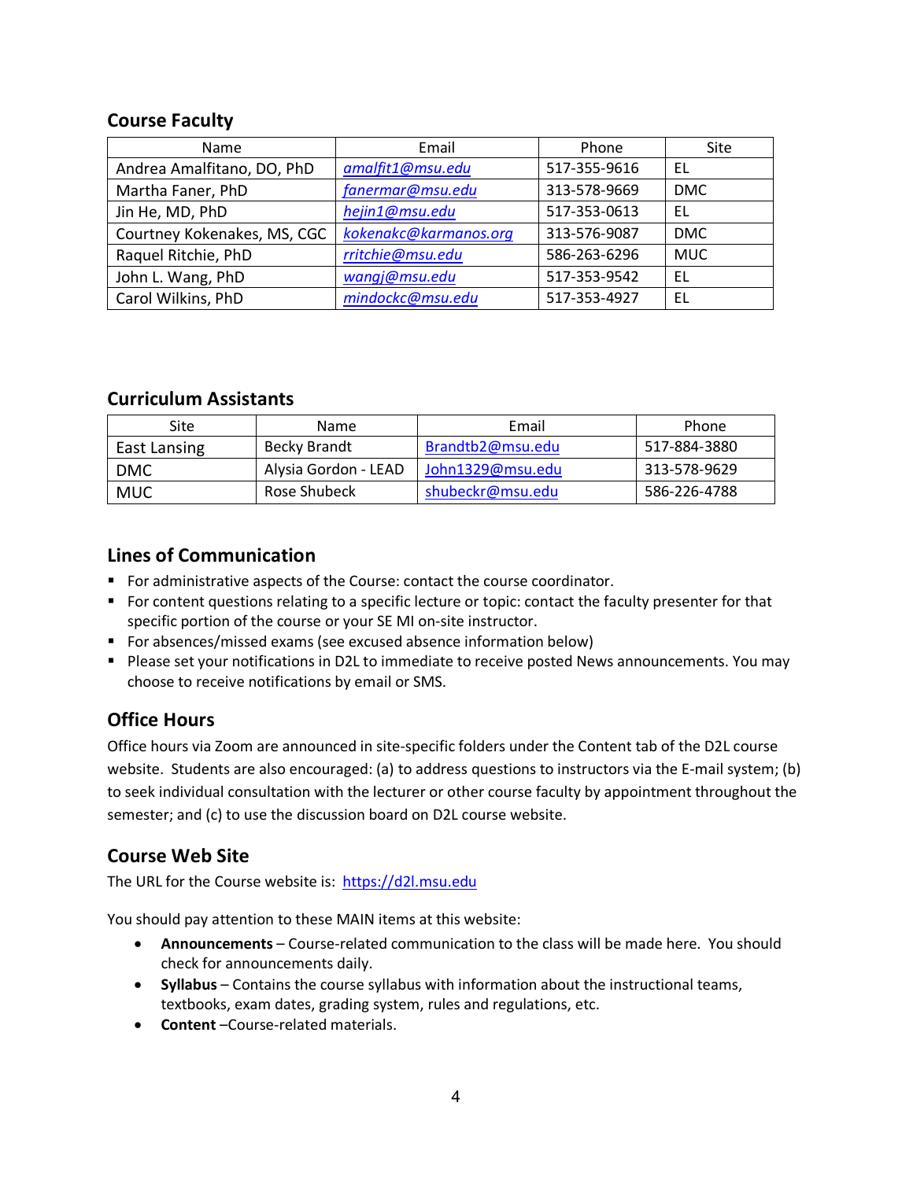## Course Faculty

| Name | Email | Phone | Site |
|---|---|---|---|
| Andrea Amalfitano, DO, PhD | *amalfit1@msu.edu* | 517-355-9616 | EL |
| Martha Faner, PhD | *fanermar@msu.edu* | 313-578-9669 | DMC |
| Jin He, MD, PhD | *hejin1@msu.edu* | 517-353-0613 | EL |
| Courtney Kokenakes, MS, CGC | *kokenakc@karmanos.org* | 313-576-9087 | DMC |
| Raquel Ritchie, PhD | *rritchie@msu.edu* | 586-263-6296 | MUC |
| John L. Wang, PhD | *wangj@msu.edu* | 517-353-9542 | EL |
| Carol Wilkins, PhD | *mindockc@msu.edu* | 517-353-4927 | EL |

## Curriculum Assistants

| Site | Name | Email | Phone |
|---|---|---|---|
| East Lansing | Becky Brandt | Brandtb2@msu.edu | 517-884-3880 |
| DMC | Alysia Gordon - LEAD | John1329@msu.edu | 313-578-9629 |
| MUC | Rose Shubeck | shubeckr@msu.edu | 586-226-4788 |

## Lines of Communication

- For administrative aspects of the Course: contact the course coordinator.
- For content questions relating to a specific lecture or topic: contact the faculty presenter for that specific portion of the course or your SE MI on-site instructor.
- For absences/missed exams (see excused absence information below)
- Please set your notifications in D2L to immediate to receive posted News announcements. You may choose to receive notifications by email or SMS.

## Office Hours

Office hours via Zoom are announced in site-specific folders under the Content tab of the D2L course website. Students are also encouraged: (a) to address questions to instructors via the E-mail system; (b) to seek individual consultation with the lecturer or other course faculty by appointment throughout the semester; and (c) to use the discussion board on D2L course website.

## Course Web Site

The URL for the Course website is: https://d2l.msu.edu

You should pay attention to these MAIN items at this website:

- **Announcements** – Course-related communication to the class will be made here. You should check for announcements daily.
- **Syllabus** – Contains the course syllabus with information about the instructional teams, textbooks, exam dates, grading system, rules and regulations, etc.
- **Content** –Course-related materials.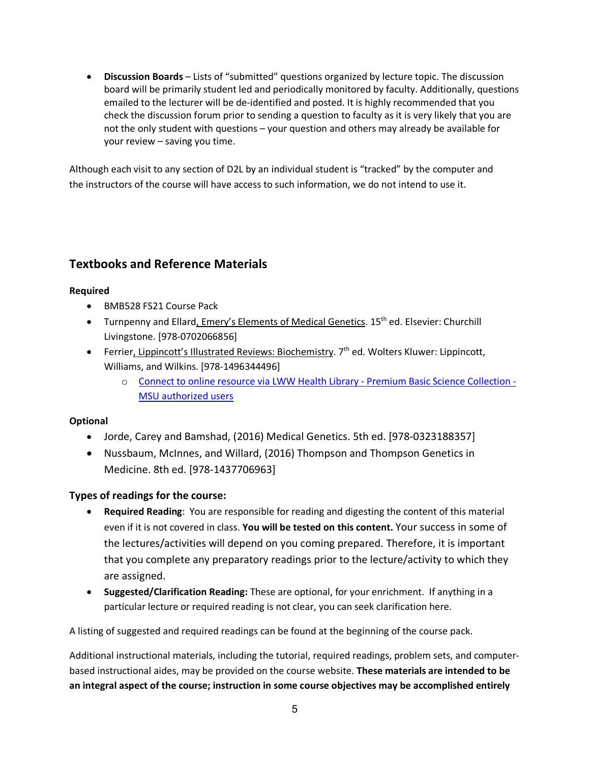- **Discussion Boards** – Lists of "submitted" questions organized by lecture topic. The discussion board will be primarily student led and periodically monitored by faculty. Additionally, questions emailed to the lecturer will be de-identified and posted. It is highly recommended that you check the discussion forum prior to sending a question to faculty as it is very likely that you are not the only student with questions – your question and others may already be available for your review – saving you time.

Although each visit to any section of D2L by an individual student is "tracked" by the computer and the instructors of the course will have access to such information, we do not intend to use it.

## Textbooks and Reference Materials

**Required**

- BMB528 FS21 Course Pack
- Turnpenny and Ellard, Emery's Elements of Medical Genetics. 15th ed. Elsevier: Churchill Livingstone. [978-0702066856]
- Ferrier, Lippincott's Illustrated Reviews: Biochemistry. 7th ed. Wolters Kluwer: Lippincott, Williams, and Wilkins. [978-1496344496]
  - Connect to online resource via LWW Health Library - Premium Basic Science Collection - MSU authorized users

**Optional**

- Jorde, Carey and Bamshad, (2016) Medical Genetics. 5th ed. [978-0323188357]
- Nussbaum, McInnes, and Willard, (2016) Thompson and Thompson Genetics in Medicine. 8th ed. [978-1437706963]

### Types of readings for the course:

- **Required Reading**: You are responsible for reading and digesting the content of this material even if it is not covered in class. **You will be tested on this content.** Your success in some of the lectures/activities will depend on you coming prepared. Therefore, it is important that you complete any preparatory readings prior to the lecture/activity to which they are assigned.
- **Suggested/Clarification Reading:** These are optional, for your enrichment. If anything in a particular lecture or required reading is not clear, you can seek clarification here.

A listing of suggested and required readings can be found at the beginning of the course pack.

Additional instructional materials, including the tutorial, required readings, problem sets, and computer-based instructional aides, may be provided on the course website. **These materials are intended to be an integral aspect of the course; instruction in some course objectives may be accomplished entirely**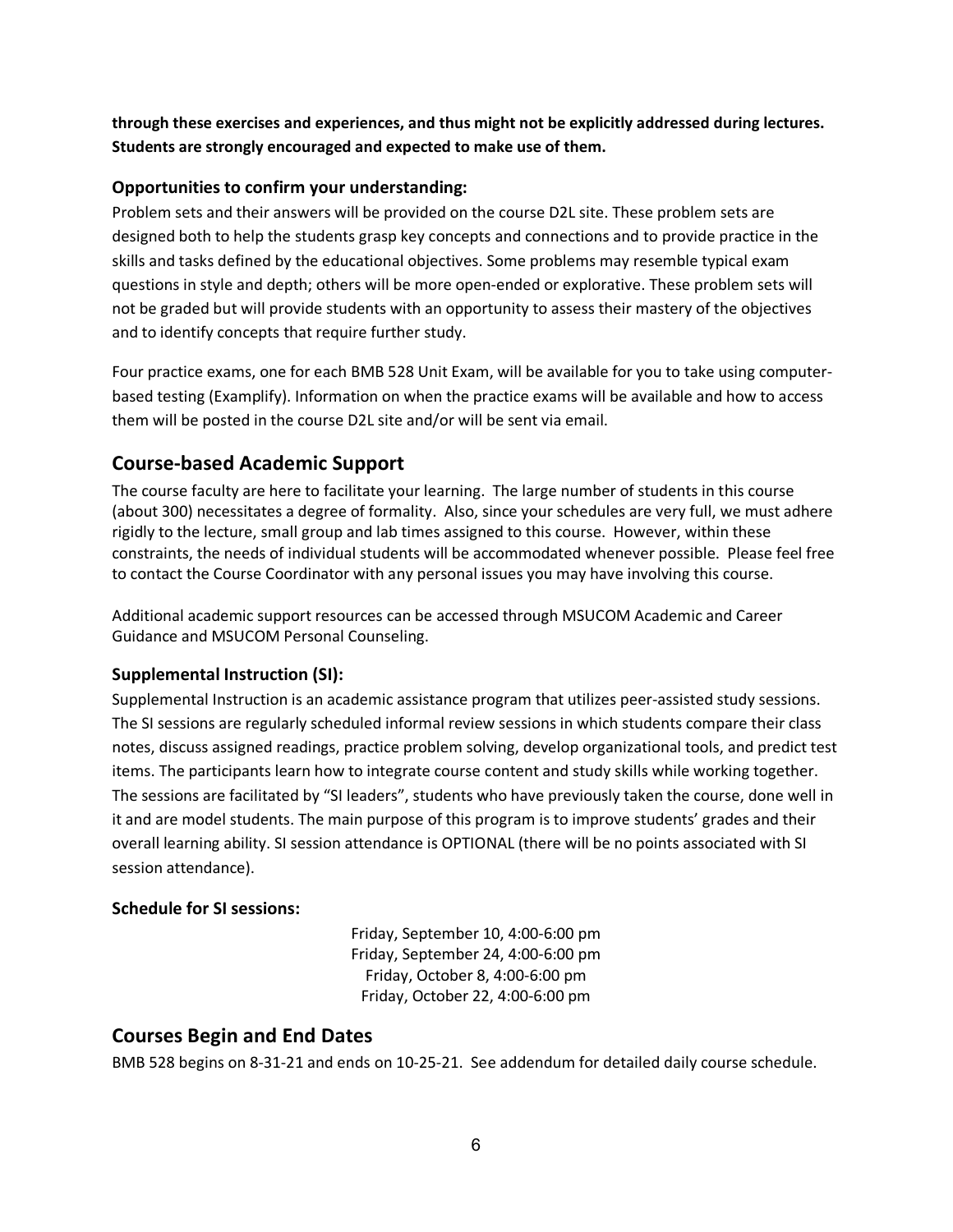**through these exercises and experiences, and thus might not be explicitly addressed during lectures. Students are strongly encouraged and expected to make use of them.**

### Opportunities to confirm your understanding:

Problem sets and their answers will be provided on the course D2L site. These problem sets are designed both to help the students grasp key concepts and connections and to provide practice in the skills and tasks defined by the educational objectives. Some problems may resemble typical exam questions in style and depth; others will be more open-ended or explorative. These problem sets will not be graded but will provide students with an opportunity to assess their mastery of the objectives and to identify concepts that require further study.

Four practice exams, one for each BMB 528 Unit Exam, will be available for you to take using computer-based testing (Examplify). Information on when the practice exams will be available and how to access them will be posted in the course D2L site and/or will be sent via email.

## Course-based Academic Support

The course faculty are here to facilitate your learning. The large number of students in this course (about 300) necessitates a degree of formality. Also, since your schedules are very full, we must adhere rigidly to the lecture, small group and lab times assigned to this course. However, within these constraints, the needs of individual students will be accommodated whenever possible. Please feel free to contact the Course Coordinator with any personal issues you may have involving this course.

Additional academic support resources can be accessed through MSUCOM Academic and Career Guidance and MSUCOM Personal Counseling.

### Supplemental Instruction (SI):

Supplemental Instruction is an academic assistance program that utilizes peer-assisted study sessions. The SI sessions are regularly scheduled informal review sessions in which students compare their class notes, discuss assigned readings, practice problem solving, develop organizational tools, and predict test items. The participants learn how to integrate course content and study skills while working together. The sessions are facilitated by "SI leaders", students who have previously taken the course, done well in it and are model students. The main purpose of this program is to improve students' grades and their overall learning ability. SI session attendance is OPTIONAL (there will be no points associated with SI session attendance).

### Schedule for SI sessions:

Friday, September 10, 4:00-6:00 pm
Friday, September 24, 4:00-6:00 pm
Friday, October 8, 4:00-6:00 pm
Friday, October 22, 4:00-6:00 pm

## Courses Begin and End Dates

BMB 528 begins on 8-31-21 and ends on 10-25-21. See addendum for detailed daily course schedule.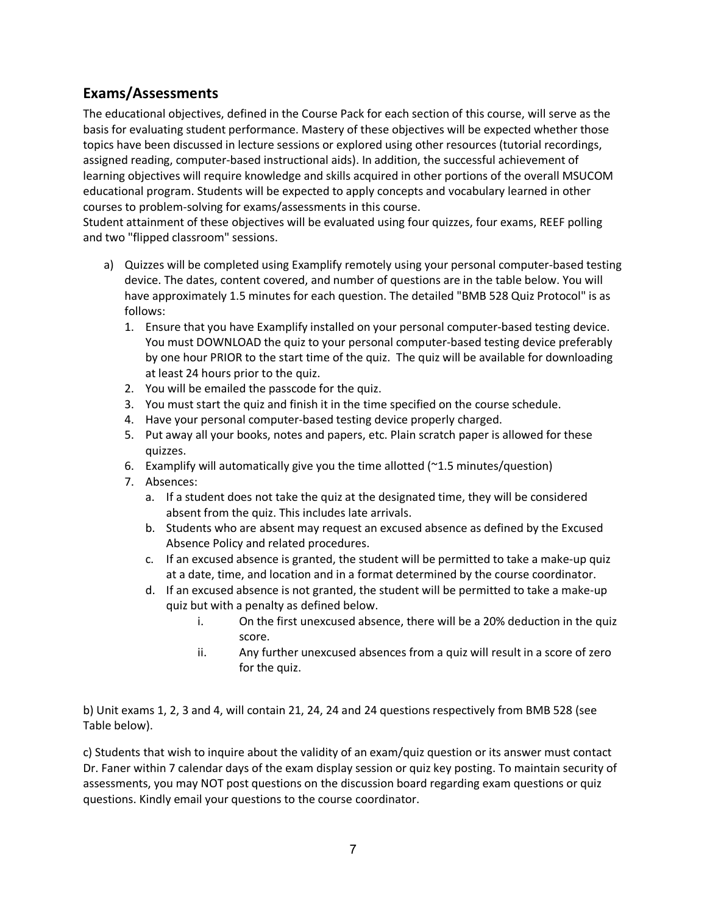## Exams/Assessments

The educational objectives, defined in the Course Pack for each section of this course, will serve as the basis for evaluating student performance. Mastery of these objectives will be expected whether those topics have been discussed in lecture sessions or explored using other resources (tutorial recordings, assigned reading, computer-based instructional aids). In addition, the successful achievement of learning objectives will require knowledge and skills acquired in other portions of the overall MSUCOM educational program. Students will be expected to apply concepts and vocabulary learned in other courses to problem-solving for exams/assessments in this course.
Student attainment of these objectives will be evaluated using four quizzes, four exams, REEF polling and two "flipped classroom" sessions.

a) Quizzes will be completed using Examplify remotely using your personal computer-based testing device. The dates, content covered, and number of questions are in the table below. You will have approximately 1.5 minutes for each question. The detailed "BMB 528 Quiz Protocol" is as follows:
   1. Ensure that you have Examplify installed on your personal computer-based testing device. You must DOWNLOAD the quiz to your personal computer-based testing device preferably by one hour PRIOR to the start time of the quiz. The quiz will be available for downloading at least 24 hours prior to the quiz.
   2. You will be emailed the passcode for the quiz.
   3. You must start the quiz and finish it in the time specified on the course schedule.
   4. Have your personal computer-based testing device properly charged.
   5. Put away all your books, notes and papers, etc. Plain scratch paper is allowed for these quizzes.
   6. Examplify will automatically give you the time allotted (~1.5 minutes/question)
   7. Absences:
      a. If a student does not take the quiz at the designated time, they will be considered absent from the quiz. This includes late arrivals.
      b. Students who are absent may request an excused absence as defined by the Excused Absence Policy and related procedures.
      c. If an excused absence is granted, the student will be permitted to take a make-up quiz at a date, time, and location and in a format determined by the course coordinator.
      d. If an excused absence is not granted, the student will be permitted to take a make-up quiz but with a penalty as defined below.
         i. On the first unexcused absence, there will be a 20% deduction in the quiz score.
         ii. Any further unexcused absences from a quiz will result in a score of zero for the quiz.

b) Unit exams 1, 2, 3 and 4, will contain 21, 24, 24 and 24 questions respectively from BMB 528 (see Table below).

c) Students that wish to inquire about the validity of an exam/quiz question or its answer must contact Dr. Faner within 7 calendar days of the exam display session or quiz key posting. To maintain security of assessments, you may NOT post questions on the discussion board regarding exam questions or quiz questions. Kindly email your questions to the course coordinator.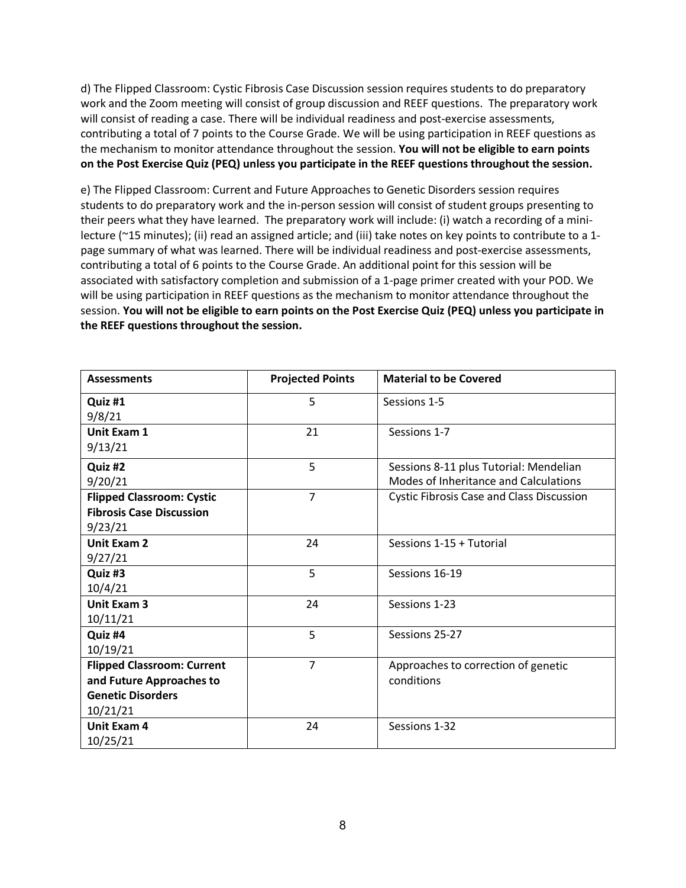d) The Flipped Classroom: Cystic Fibrosis Case Discussion session requires students to do preparatory work and the Zoom meeting will consist of group discussion and REEF questions. The preparatory work will consist of reading a case. There will be individual readiness and post-exercise assessments, contributing a total of 7 points to the Course Grade. We will be using participation in REEF questions as the mechanism to monitor attendance throughout the session. **You will not be eligible to earn points on the Post Exercise Quiz (PEQ) unless you participate in the REEF questions throughout the session.**

e) The Flipped Classroom: Current and Future Approaches to Genetic Disorders session requires students to do preparatory work and the in-person session will consist of student groups presenting to their peers what they have learned. The preparatory work will include: (i) watch a recording of a mini-lecture (~15 minutes); (ii) read an assigned article; and (iii) take notes on key points to contribute to a 1-page summary of what was learned. There will be individual readiness and post-exercise assessments, contributing a total of 6 points to the Course Grade. An additional point for this session will be associated with satisfactory completion and submission of a 1-page primer created with your POD. We will be using participation in REEF questions as the mechanism to monitor attendance throughout the session. **You will not be eligible to earn points on the Post Exercise Quiz (PEQ) unless you participate in the REEF questions throughout the session.**

| Assessments | Projected Points | Material to be Covered |
| --- | --- | --- |
| **Quiz #1** 9/8/21 | 5 | Sessions 1-5 |
| **Unit Exam 1** 9/13/21 | 21 | Sessions 1-7 |
| **Quiz #2** 9/20/21 | 5 | Sessions 8-11 plus Tutorial: Mendelian Modes of Inheritance and Calculations |
| **Flipped Classroom: Cystic Fibrosis Case Discussion** 9/23/21 | 7 | Cystic Fibrosis Case and Class Discussion |
| **Unit Exam 2** 9/27/21 | 24 | Sessions 1-15 + Tutorial |
| **Quiz #3** 10/4/21 | 5 | Sessions 16-19 |
| **Unit Exam 3** 10/11/21 | 24 | Sessions 1-23 |
| **Quiz #4** 10/19/21 | 5 | Sessions 25-27 |
| **Flipped Classroom: Current and Future Approaches to Genetic Disorders** 10/21/21 | 7 | Approaches to correction of genetic conditions |
| **Unit Exam 4** 10/25/21 | 24 | Sessions 1-32 |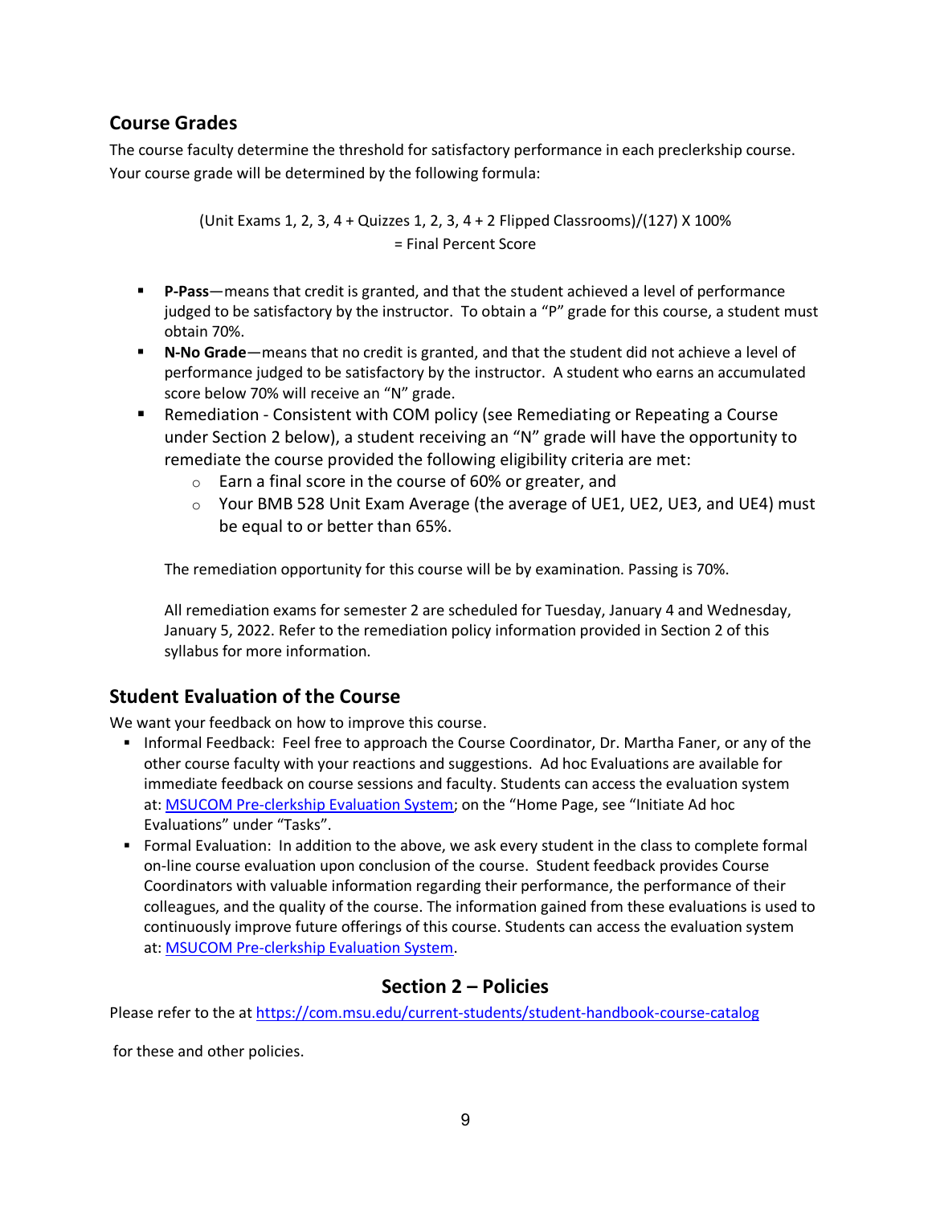## Course Grades

The course faculty determine the threshold for satisfactory performance in each preclerkship course. Your course grade will be determined by the following formula:

(Unit Exams 1, 2, 3, 4 + Quizzes 1, 2, 3, 4 + 2 Flipped Classrooms)/(127) X 100% = Final Percent Score

- **P-Pass**—means that credit is granted, and that the student achieved a level of performance judged to be satisfactory by the instructor. To obtain a "P" grade for this course, a student must obtain 70%.
- **N-No Grade**—means that no credit is granted, and that the student did not achieve a level of performance judged to be satisfactory by the instructor. A student who earns an accumulated score below 70% will receive an "N" grade.
- Remediation - Consistent with COM policy (see Remediating or Repeating a Course under Section 2 below), a student receiving an "N" grade will have the opportunity to remediate the course provided the following eligibility criteria are met:
  - Earn a final score in the course of 60% or greater, and
  - Your BMB 528 Unit Exam Average (the average of UE1, UE2, UE3, and UE4) must be equal to or better than 65%.

  The remediation opportunity for this course will be by examination. Passing is 70%.

  All remediation exams for semester 2 are scheduled for Tuesday, January 4 and Wednesday, January 5, 2022. Refer to the remediation policy information provided in Section 2 of this syllabus for more information.

## Student Evaluation of the Course

We want your feedback on how to improve this course.

- Informal Feedback: Feel free to approach the Course Coordinator, Dr. Martha Faner, or any of the other course faculty with your reactions and suggestions. Ad hoc Evaluations are available for immediate feedback on course sessions and faculty. Students can access the evaluation system at: MSUCOM Pre-clerkship Evaluation System; on the "Home Page, see "Initiate Ad hoc Evaluations" under "Tasks".
- Formal Evaluation: In addition to the above, we ask every student in the class to complete formal on-line course evaluation upon conclusion of the course. Student feedback provides Course Coordinators with valuable information regarding their performance, the performance of their colleagues, and the quality of the course. The information gained from these evaluations is used to continuously improve future offerings of this course. Students can access the evaluation system at: MSUCOM Pre-clerkship Evaluation System.

## Section 2 – Policies

Please refer to the at https://com.msu.edu/current-students/student-handbook-course-catalog

for these and other policies.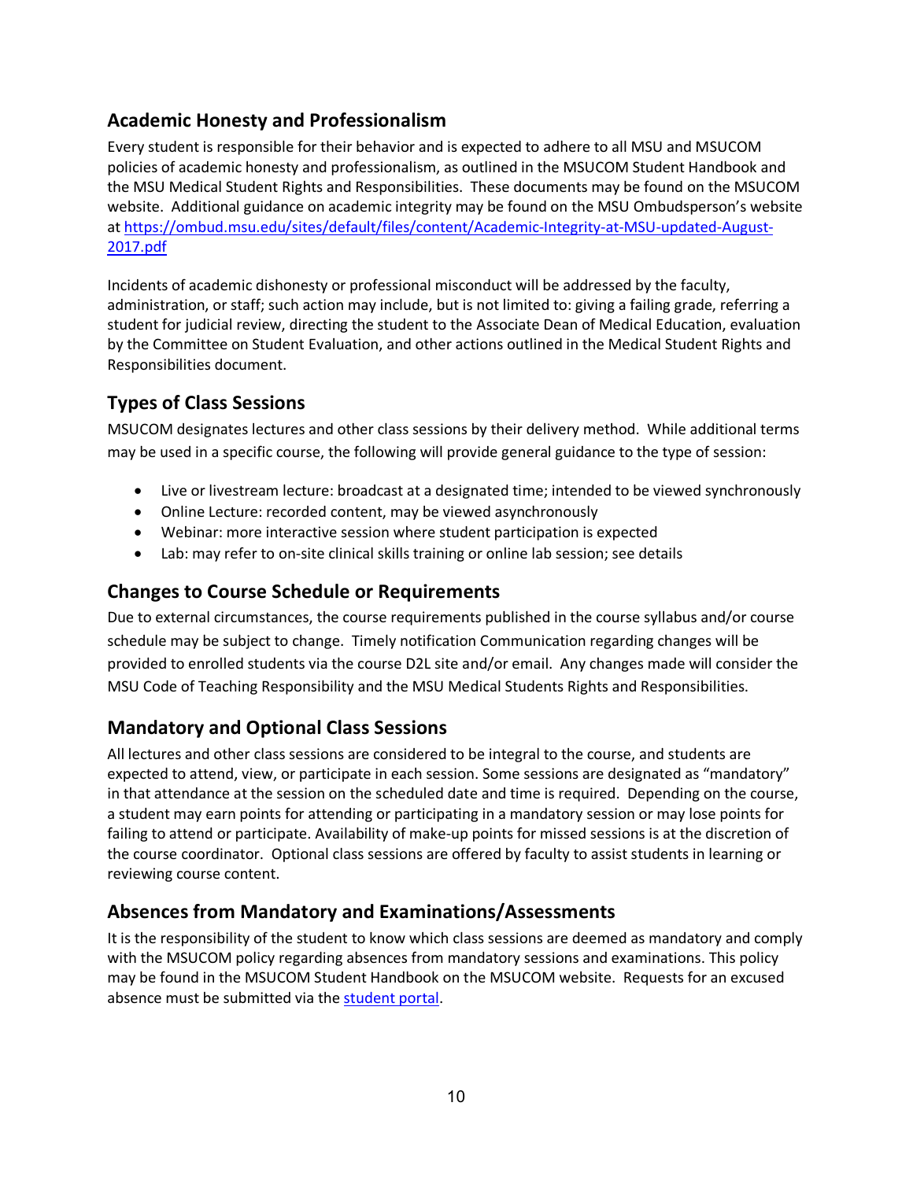## Academic Honesty and Professionalism

Every student is responsible for their behavior and is expected to adhere to all MSU and MSUCOM policies of academic honesty and professionalism, as outlined in the MSUCOM Student Handbook and the MSU Medical Student Rights and Responsibilities. These documents may be found on the MSUCOM website. Additional guidance on academic integrity may be found on the MSU Ombudsperson's website at [https://ombud.msu.edu/sites/default/files/content/Academic-Integrity-at-MSU-updated-August-2017.pdf](https://ombud.msu.edu/sites/default/files/content/Academic-Integrity-at-MSU-updated-August-2017.pdf)

Incidents of academic dishonesty or professional misconduct will be addressed by the faculty, administration, or staff; such action may include, but is not limited to: giving a failing grade, referring a student for judicial review, directing the student to the Associate Dean of Medical Education, evaluation by the Committee on Student Evaluation, and other actions outlined in the Medical Student Rights and Responsibilities document.

## Types of Class Sessions

MSUCOM designates lectures and other class sessions by their delivery method. While additional terms may be used in a specific course, the following will provide general guidance to the type of session:

- Live or livestream lecture: broadcast at a designated time; intended to be viewed synchronously
- Online Lecture: recorded content, may be viewed asynchronously
- Webinar: more interactive session where student participation is expected
- Lab: may refer to on-site clinical skills training or online lab session; see details

## Changes to Course Schedule or Requirements

Due to external circumstances, the course requirements published in the course syllabus and/or course schedule may be subject to change. Timely notification Communication regarding changes will be provided to enrolled students via the course D2L site and/or email. Any changes made will consider the MSU Code of Teaching Responsibility and the MSU Medical Students Rights and Responsibilities.

## Mandatory and Optional Class Sessions

All lectures and other class sessions are considered to be integral to the course, and students are expected to attend, view, or participate in each session. Some sessions are designated as "mandatory" in that attendance at the session on the scheduled date and time is required. Depending on the course, a student may earn points for attending or participating in a mandatory session or may lose points for failing to attend or participate. Availability of make-up points for missed sessions is at the discretion of the course coordinator. Optional class sessions are offered by faculty to assist students in learning or reviewing course content.

## Absences from Mandatory and Examinations/Assessments

It is the responsibility of the student to know which class sessions are deemed as mandatory and comply with the MSUCOM policy regarding absences from mandatory sessions and examinations. This policy may be found in the MSUCOM Student Handbook on the MSUCOM website. Requests for an excused absence must be submitted via the student portal.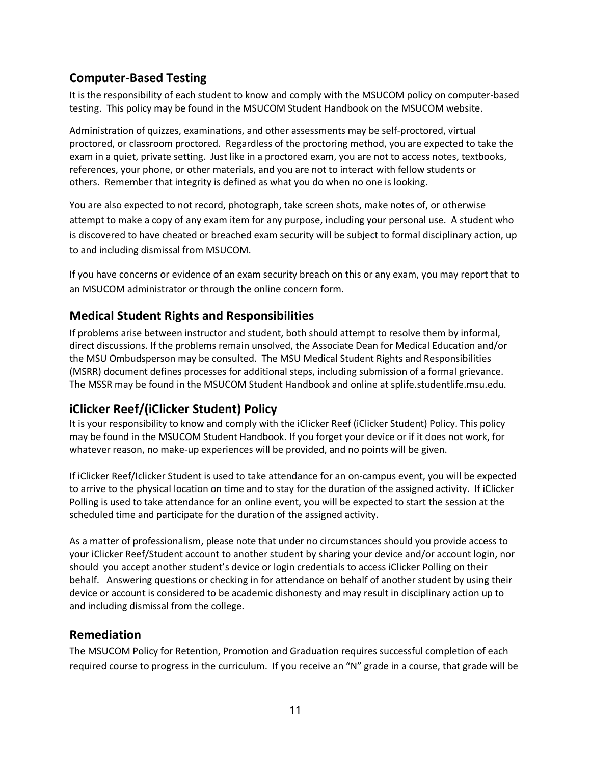## Computer-Based Testing

It is the responsibility of each student to know and comply with the MSUCOM policy on computer-based testing. This policy may be found in the MSUCOM Student Handbook on the MSUCOM website.

Administration of quizzes, examinations, and other assessments may be self-proctored, virtual proctored, or classroom proctored. Regardless of the proctoring method, you are expected to take the exam in a quiet, private setting. Just like in a proctored exam, you are not to access notes, textbooks, references, your phone, or other materials, and you are not to interact with fellow students or others. Remember that integrity is defined as what you do when no one is looking.

You are also expected to not record, photograph, take screen shots, make notes of, or otherwise attempt to make a copy of any exam item for any purpose, including your personal use. A student who is discovered to have cheated or breached exam security will be subject to formal disciplinary action, up to and including dismissal from MSUCOM.

If you have concerns or evidence of an exam security breach on this or any exam, you may report that to an MSUCOM administrator or through the online concern form.

## Medical Student Rights and Responsibilities

If problems arise between instructor and student, both should attempt to resolve them by informal, direct discussions. If the problems remain unsolved, the Associate Dean for Medical Education and/or the MSU Ombudsperson may be consulted. The MSU Medical Student Rights and Responsibilities (MSRR) document defines processes for additional steps, including submission of a formal grievance. The MSSR may be found in the MSUCOM Student Handbook and online at splife.studentlife.msu.edu.

## iClicker Reef/(iClicker Student) Policy

It is your responsibility to know and comply with the iClicker Reef (iClicker Student) Policy. This policy may be found in the MSUCOM Student Handbook. If you forget your device or if it does not work, for whatever reason, no make-up experiences will be provided, and no points will be given.

If iClicker Reef/Iclicker Student is used to take attendance for an on-campus event, you will be expected to arrive to the physical location on time and to stay for the duration of the assigned activity. If iClicker Polling is used to take attendance for an online event, you will be expected to start the session at the scheduled time and participate for the duration of the assigned activity.

As a matter of professionalism, please note that under no circumstances should you provide access to your iClicker Reef/Student account to another student by sharing your device and/or account login, nor should you accept another student's device or login credentials to access iClicker Polling on their behalf. Answering questions or checking in for attendance on behalf of another student by using their device or account is considered to be academic dishonesty and may result in disciplinary action up to and including dismissal from the college.

## Remediation

The MSUCOM Policy for Retention, Promotion and Graduation requires successful completion of each required course to progress in the curriculum. If you receive an "N" grade in a course, that grade will be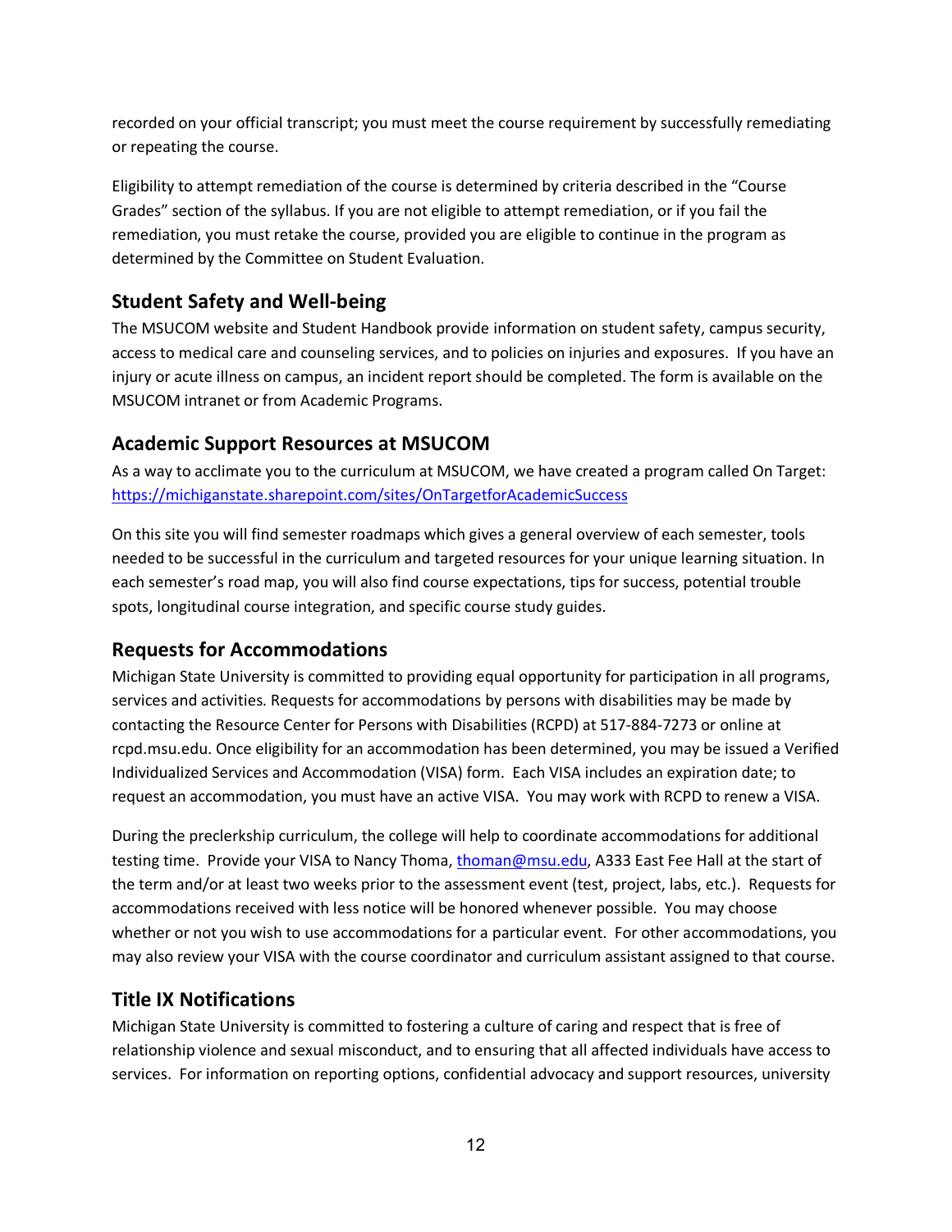recorded on your official transcript; you must meet the course requirement by successfully remediating or repeating the course.

Eligibility to attempt remediation of the course is determined by criteria described in the "Course Grades" section of the syllabus. If you are not eligible to attempt remediation, or if you fail the remediation, you must retake the course, provided you are eligible to continue in the program as determined by the Committee on Student Evaluation.

## Student Safety and Well-being

The MSUCOM website and Student Handbook provide information on student safety, campus security, access to medical care and counseling services, and to policies on injuries and exposures. If you have an injury or acute illness on campus, an incident report should be completed. The form is available on the MSUCOM intranet or from Academic Programs.

## Academic Support Resources at MSUCOM

As a way to acclimate you to the curriculum at MSUCOM, we have created a program called On Target: https://michiganstate.sharepoint.com/sites/OnTargetforAcademicSuccess

On this site you will find semester roadmaps which gives a general overview of each semester, tools needed to be successful in the curriculum and targeted resources for your unique learning situation. In each semester's road map, you will also find course expectations, tips for success, potential trouble spots, longitudinal course integration, and specific course study guides.

## Requests for Accommodations

Michigan State University is committed to providing equal opportunity for participation in all programs, services and activities. Requests for accommodations by persons with disabilities may be made by contacting the Resource Center for Persons with Disabilities (RCPD) at 517-884-7273 or online at rcpd.msu.edu. Once eligibility for an accommodation has been determined, you may be issued a Verified Individualized Services and Accommodation (VISA) form. Each VISA includes an expiration date; to request an accommodation, you must have an active VISA. You may work with RCPD to renew a VISA.

During the preclerkship curriculum, the college will help to coordinate accommodations for additional testing time. Provide your VISA to Nancy Thoma, thoman@msu.edu, A333 East Fee Hall at the start of the term and/or at least two weeks prior to the assessment event (test, project, labs, etc.). Requests for accommodations received with less notice will be honored whenever possible. You may choose whether or not you wish to use accommodations for a particular event. For other accommodations, you may also review your VISA with the course coordinator and curriculum assistant assigned to that course.

## Title IX Notifications

Michigan State University is committed to fostering a culture of caring and respect that is free of relationship violence and sexual misconduct, and to ensuring that all affected individuals have access to services. For information on reporting options, confidential advocacy and support resources, university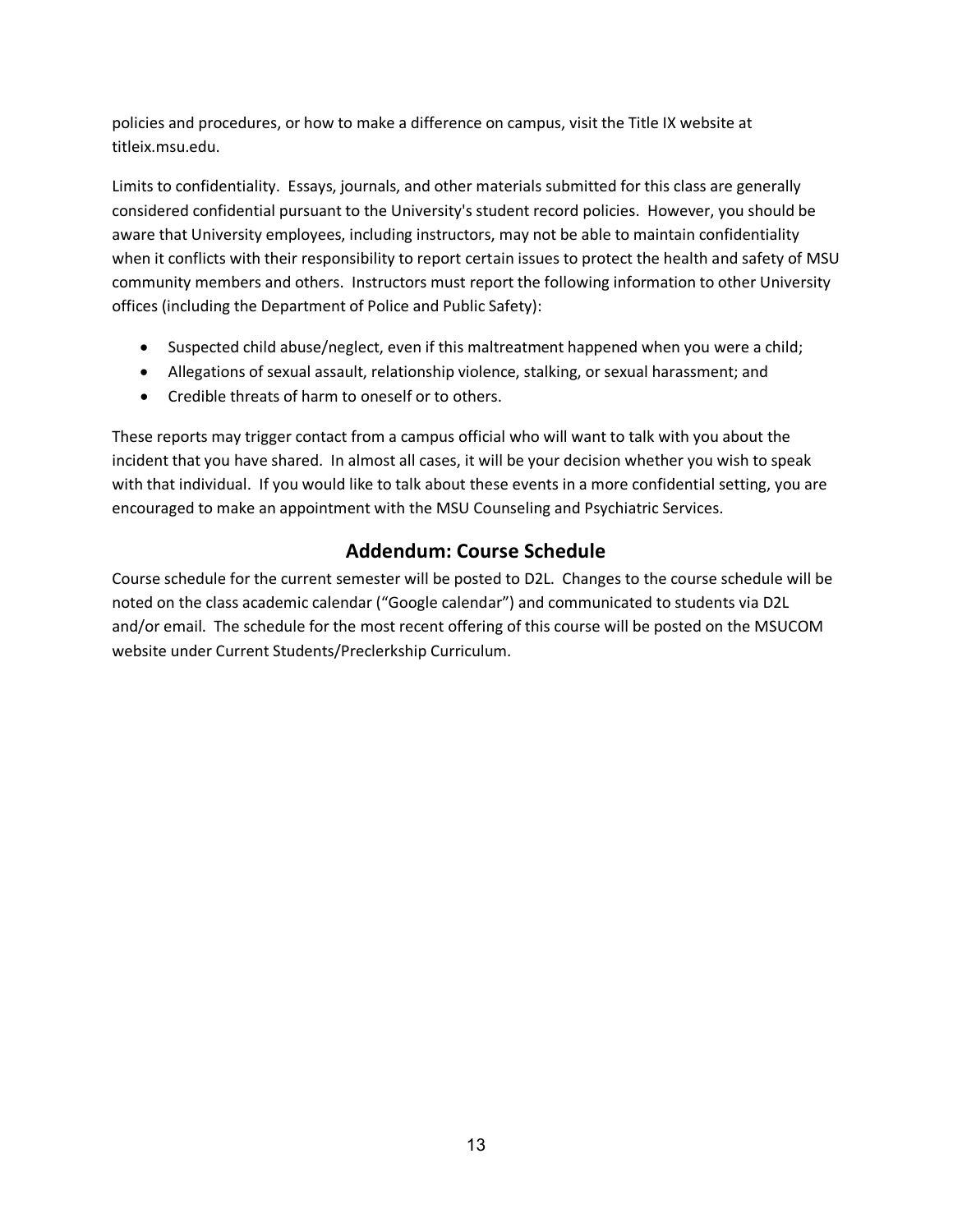policies and procedures, or how to make a difference on campus, visit the Title IX website at titleix.msu.edu.

Limits to confidentiality. Essays, journals, and other materials submitted for this class are generally considered confidential pursuant to the University's student record policies. However, you should be aware that University employees, including instructors, may not be able to maintain confidentiality when it conflicts with their responsibility to report certain issues to protect the health and safety of MSU community members and others. Instructors must report the following information to other University offices (including the Department of Police and Public Safety):

- Suspected child abuse/neglect, even if this maltreatment happened when you were a child;
- Allegations of sexual assault, relationship violence, stalking, or sexual harassment; and
- Credible threats of harm to oneself or to others.

These reports may trigger contact from a campus official who will want to talk with you about the incident that you have shared. In almost all cases, it will be your decision whether you wish to speak with that individual. If you would like to talk about these events in a more confidential setting, you are encouraged to make an appointment with the MSU Counseling and Psychiatric Services.

## Addendum: Course Schedule

Course schedule for the current semester will be posted to D2L. Changes to the course schedule will be noted on the class academic calendar ("Google calendar") and communicated to students via D2L and/or email. The schedule for the most recent offering of this course will be posted on the MSUCOM website under Current Students/Preclerkship Curriculum.